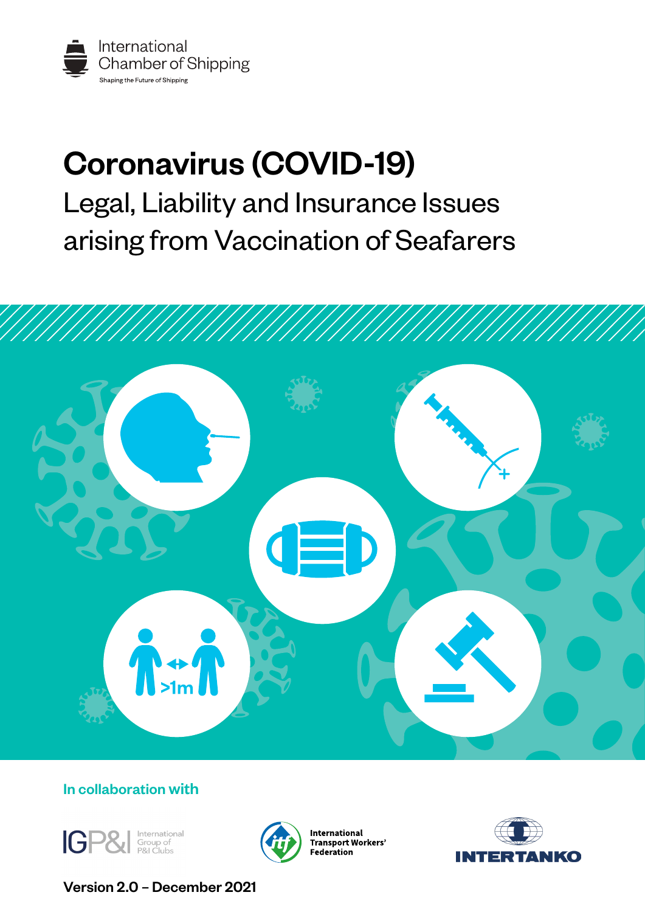International Chamber of Shipping

Shaping the Future of Shipping

# Coronavirus (COVID-19)

## Legal, Liability and Insurance Issues arising from Vaccination of Seafarers

>1m

In collaboration with

International Group of P&I Clubs

International Transport Workers' Federation

INTERTANKO

**Version 2.0 – December 2021**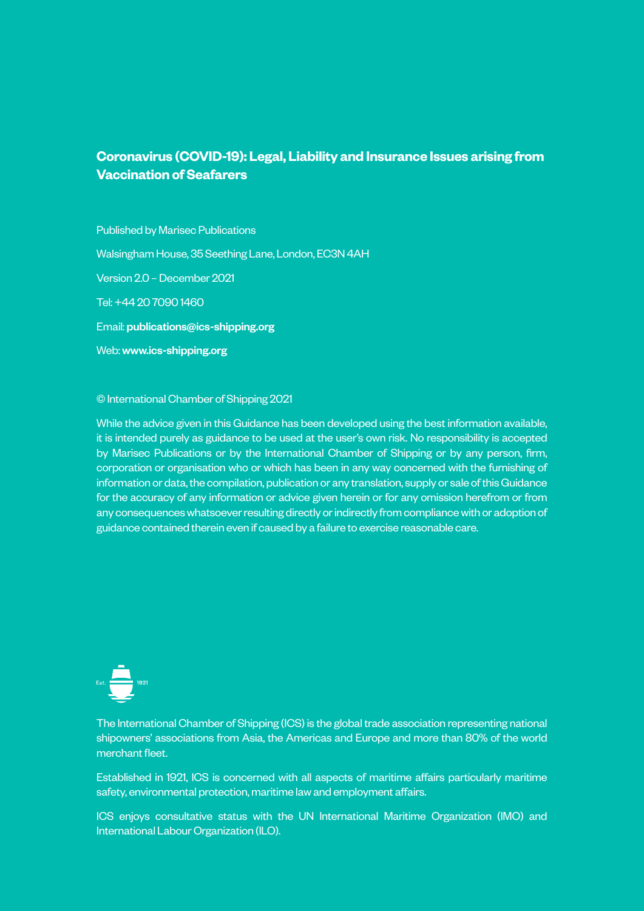**Coronavirus (COVID-19): Legal, Liability and Insurance Issues arising from Vaccination of Seafarers**

Published by Marisec Publications

Walsingham House, 35 Seething Lane, London, EC3N 4AH

Version 2.0 – December 2021

Tel: +44 20 7090 1460

Email: **publications@ics-shipping.org**

Web: **www.ics-shipping.org**

© International Chamber of Shipping 2021

While the advice given in this Guidance has been developed using the best information available, it is intended purely as guidance to be used at the user's own risk. No responsibility is accepted by Marisec Publications or by the International Chamber of Shipping or by any person, firm, corporation or organisation who or which has been in any way concerned with the furnishing of information or data, the compilation, publication or any translation, supply or sale of this Guidance for the accuracy of any information or advice given herein or for any omission herefrom or from any consequences whatsoever resulting directly or indirectly from compliance with or adoption of guidance contained therein even if caused by a failure to exercise reasonable care.

Est. 1921

The International Chamber of Shipping (ICS) is the global trade association representing national shipowners' associations from Asia, the Americas and Europe and more than 80% of the world merchant fleet.

Established in 1921, ICS is concerned with all aspects of maritime affairs particularly maritime safety, environmental protection, maritime law and employment affairs.

ICS enjoys consultative status with the UN International Maritime Organization (IMO) and International Labour Organization (ILO).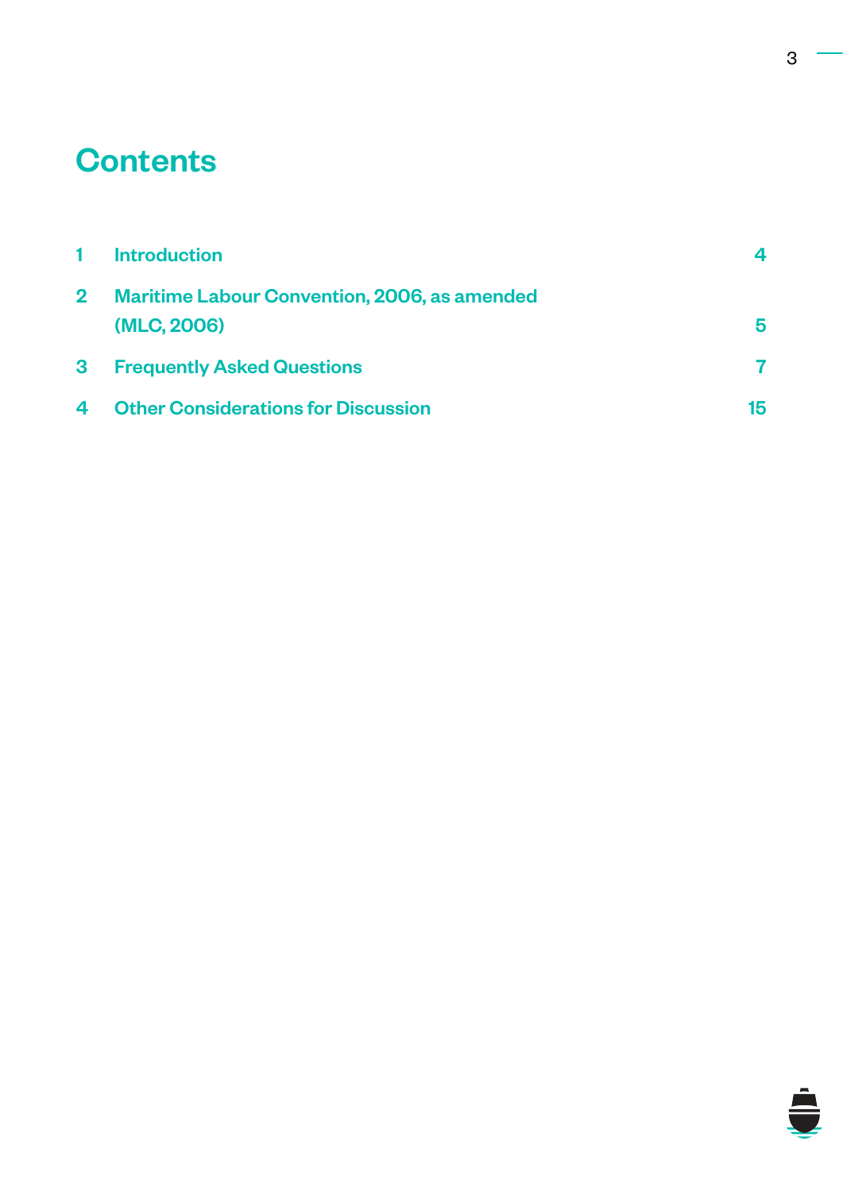# Contents

| | | |
|---|---|---|
| 1 | Introduction | 4 |
| 2 | Maritime Labour Convention, 2006, as amended (MLC, 2006) | 5 |
| 3 | Frequently Asked Questions | 7 |
| 4 | Other Considerations for Discussion | 15 |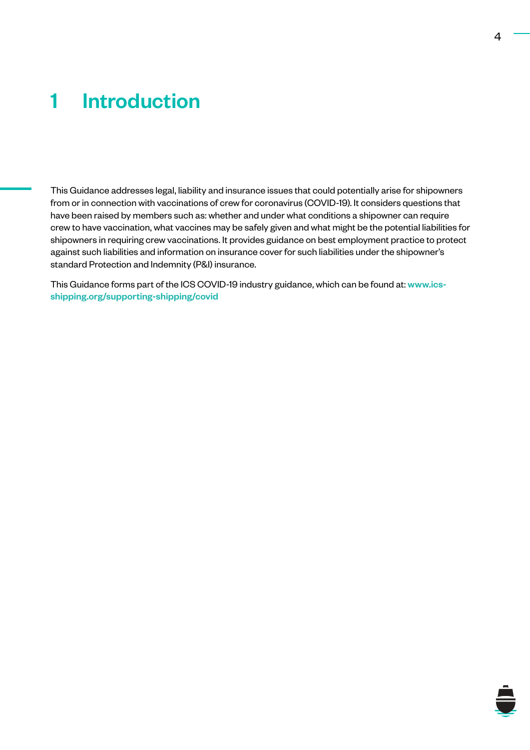# 1 Introduction

This Guidance addresses legal, liability and insurance issues that could potentially arise for shipowners from or in connection with vaccinations of crew for coronavirus (COVID-19). It considers questions that have been raised by members such as: whether and under what conditions a shipowner can require crew to have vaccination, what vaccines may be safely given and what might be the potential liabilities for shipowners in requiring crew vaccinations. It provides guidance on best employment practice to protect against such liabilities and information on insurance cover for such liabilities under the shipowner's standard Protection and Indemnity (P&I) insurance.

This Guidance forms part of the ICS COVID-19 industry guidance, which can be found at: www.ics-shipping.org/supporting-shipping/covid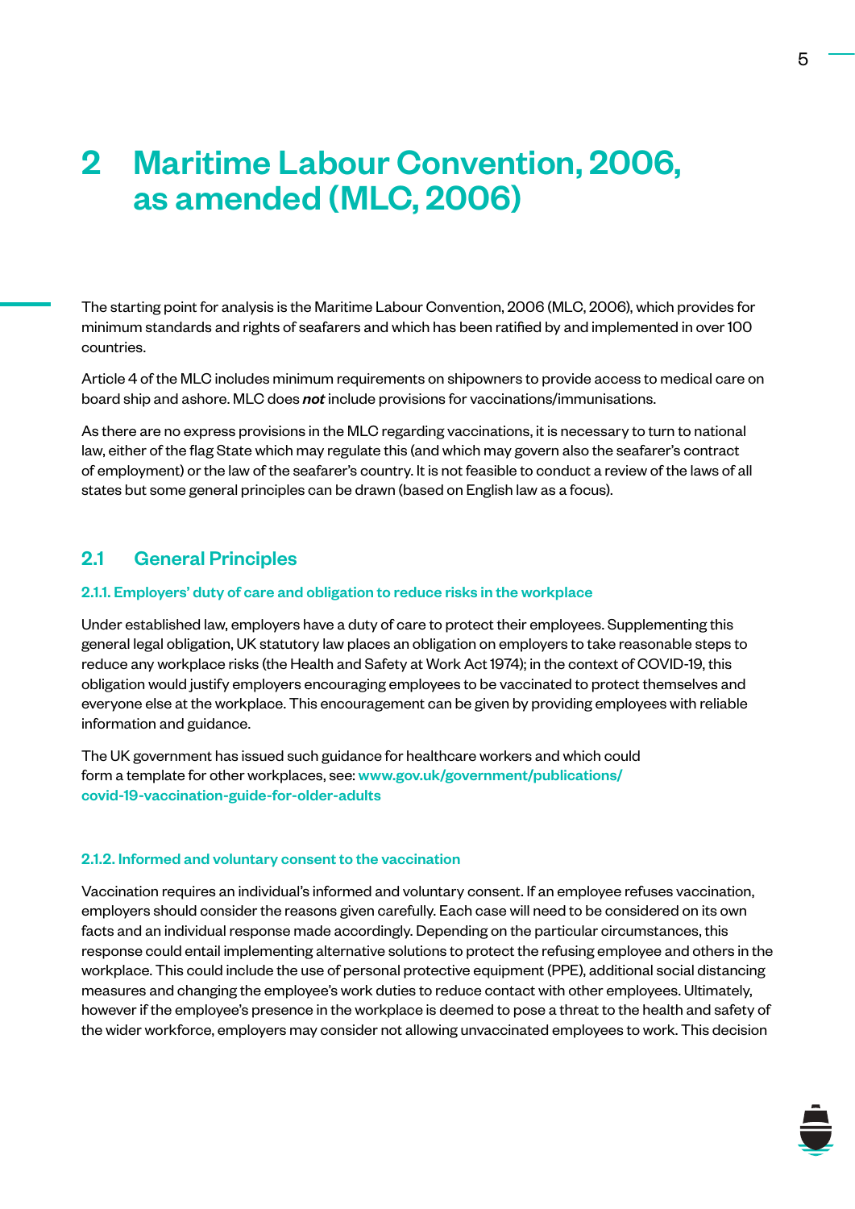# 2 Maritime Labour Convention, 2006, as amended (MLC, 2006)

The starting point for analysis is the Maritime Labour Convention, 2006 (MLC, 2006), which provides for minimum standards and rights of seafarers and which has been ratified by and implemented in over 100 countries.

Article 4 of the MLC includes minimum requirements on shipowners to provide access to medical care on board ship and ashore. MLC does ***not*** include provisions for vaccinations/immunisations.

As there are no express provisions in the MLC regarding vaccinations, it is necessary to turn to national law, either of the flag State which may regulate this (and which may govern also the seafarer's contract of employment) or the law of the seafarer's country. It is not feasible to conduct a review of the laws of all states but some general principles can be drawn (based on English law as a focus).

## 2.1 General Principles

### 2.1.1. Employers' duty of care and obligation to reduce risks in the workplace

Under established law, employers have a duty of care to protect their employees. Supplementing this general legal obligation, UK statutory law places an obligation on employers to take reasonable steps to reduce any workplace risks (the Health and Safety at Work Act 1974); in the context of COVID-19, this obligation would justify employers encouraging employees to be vaccinated to protect themselves and everyone else at the workplace. This encouragement can be given by providing employees with reliable information and guidance.

The UK government has issued such guidance for healthcare workers and which could form a template for other workplaces, see: **www.gov.uk/government/publications/covid-19-vaccination-guide-for-older-adults**

### 2.1.2. Informed and voluntary consent to the vaccination

Vaccination requires an individual's informed and voluntary consent. If an employee refuses vaccination, employers should consider the reasons given carefully. Each case will need to be considered on its own facts and an individual response made accordingly. Depending on the particular circumstances, this response could entail implementing alternative solutions to protect the refusing employee and others in the workplace. This could include the use of personal protective equipment (PPE), additional social distancing measures and changing the employee's work duties to reduce contact with other employees. Ultimately, however if the employee's presence in the workplace is deemed to pose a threat to the health and safety of the wider workforce, employers may consider not allowing unvaccinated employees to work. This decision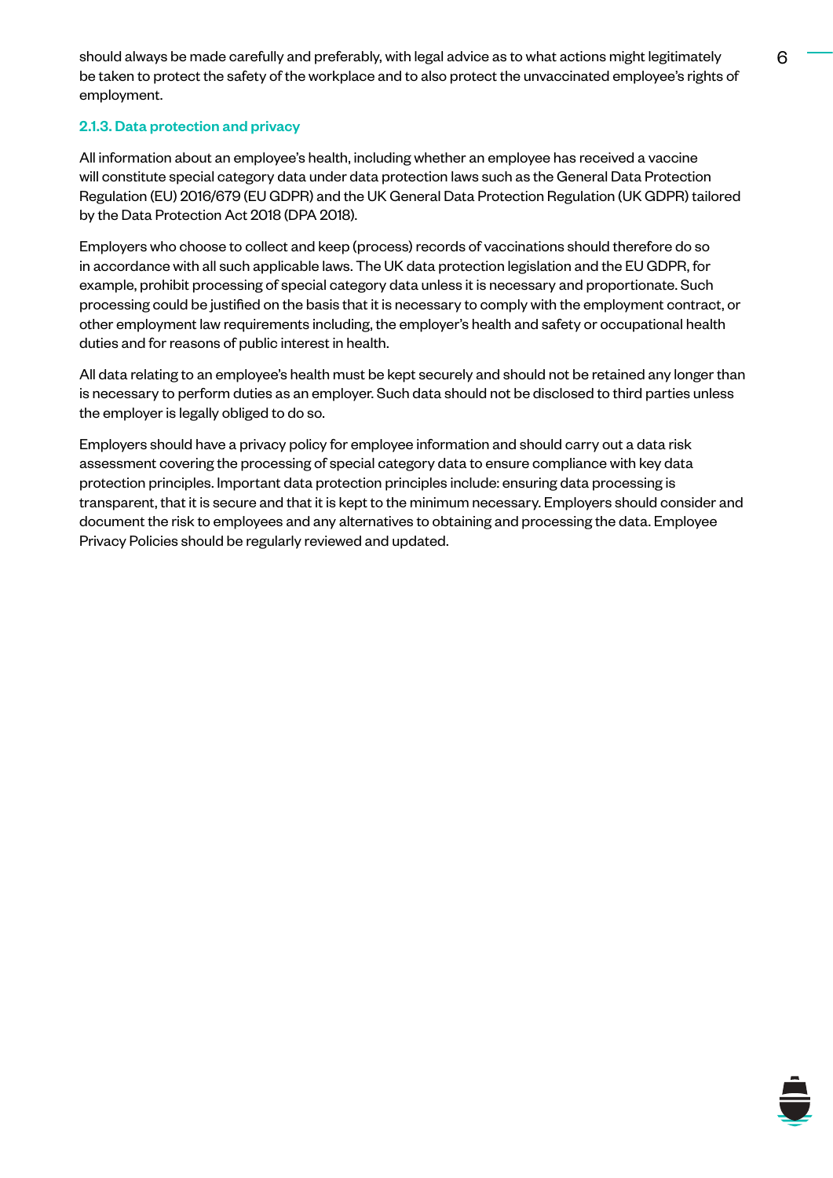should always be made carefully and preferably, with legal advice as to what actions might legitimately be taken to protect the safety of the workplace and to also protect the unvaccinated employee's rights of employment.

### 2.1.3. Data protection and privacy

All information about an employee's health, including whether an employee has received a vaccine will constitute special category data under data protection laws such as the General Data Protection Regulation (EU) 2016/679 (EU GDPR) and the UK General Data Protection Regulation (UK GDPR) tailored by the Data Protection Act 2018 (DPA 2018).

Employers who choose to collect and keep (process) records of vaccinations should therefore do so in accordance with all such applicable laws. The UK data protection legislation and the EU GDPR, for example, prohibit processing of special category data unless it is necessary and proportionate. Such processing could be justified on the basis that it is necessary to comply with the employment contract, or other employment law requirements including, the employer's health and safety or occupational health duties and for reasons of public interest in health.

All data relating to an employee's health must be kept securely and should not be retained any longer than is necessary to perform duties as an employer. Such data should not be disclosed to third parties unless the employer is legally obliged to do so.

Employers should have a privacy policy for employee information and should carry out a data risk assessment covering the processing of special category data to ensure compliance with key data protection principles. Important data protection principles include: ensuring data processing is transparent, that it is secure and that it is kept to the minimum necessary. Employers should consider and document the risk to employees and any alternatives to obtaining and processing the data. Employee Privacy Policies should be regularly reviewed and updated.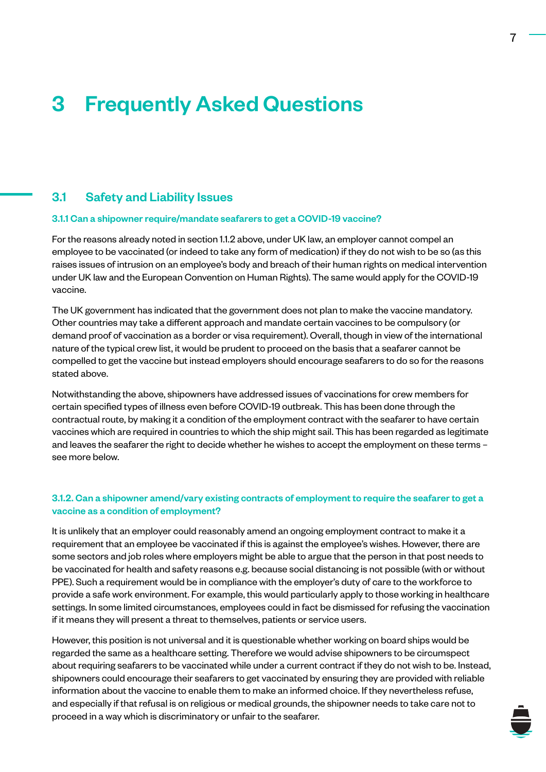# 3 Frequently Asked Questions

## 3.1 Safety and Liability Issues

### 3.1.1 Can a shipowner require/mandate seafarers to get a COVID-19 vaccine?

For the reasons already noted in section 1.1.2 above, under UK law, an employer cannot compel an employee to be vaccinated (or indeed to take any form of medication) if they do not wish to be so (as this raises issues of intrusion on an employee's body and breach of their human rights on medical intervention under UK law and the European Convention on Human Rights). The same would apply for the COVID-19 vaccine.

The UK government has indicated that the government does not plan to make the vaccine mandatory. Other countries may take a different approach and mandate certain vaccines to be compulsory (or demand proof of vaccination as a border or visa requirement). Overall, though in view of the international nature of the typical crew list, it would be prudent to proceed on the basis that a seafarer cannot be compelled to get the vaccine but instead employers should encourage seafarers to do so for the reasons stated above.

Notwithstanding the above, shipowners have addressed issues of vaccinations for crew members for certain specified types of illness even before COVID-19 outbreak. This has been done through the contractual route, by making it a condition of the employment contract with the seafarer to have certain vaccines which are required in countries to which the ship might sail. This has been regarded as legitimate and leaves the seafarer the right to decide whether he wishes to accept the employment on these terms – see more below.

### 3.1.2. Can a shipowner amend/vary existing contracts of employment to require the seafarer to get a vaccine as a condition of employment?

It is unlikely that an employer could reasonably amend an ongoing employment contract to make it a requirement that an employee be vaccinated if this is against the employee's wishes. However, there are some sectors and job roles where employers might be able to argue that the person in that post needs to be vaccinated for health and safety reasons e.g. because social distancing is not possible (with or without PPE). Such a requirement would be in compliance with the employer's duty of care to the workforce to provide a safe work environment. For example, this would particularly apply to those working in healthcare settings. In some limited circumstances, employees could in fact be dismissed for refusing the vaccination if it means they will present a threat to themselves, patients or service users.

However, this position is not universal and it is questionable whether working on board ships would be regarded the same as a healthcare setting. Therefore we would advise shipowners to be circumspect about requiring seafarers to be vaccinated while under a current contract if they do not wish to be. Instead, shipowners could encourage their seafarers to get vaccinated by ensuring they are provided with reliable information about the vaccine to enable them to make an informed choice. If they nevertheless refuse, and especially if that refusal is on religious or medical grounds, the shipowner needs to take care not to proceed in a way which is discriminatory or unfair to the seafarer.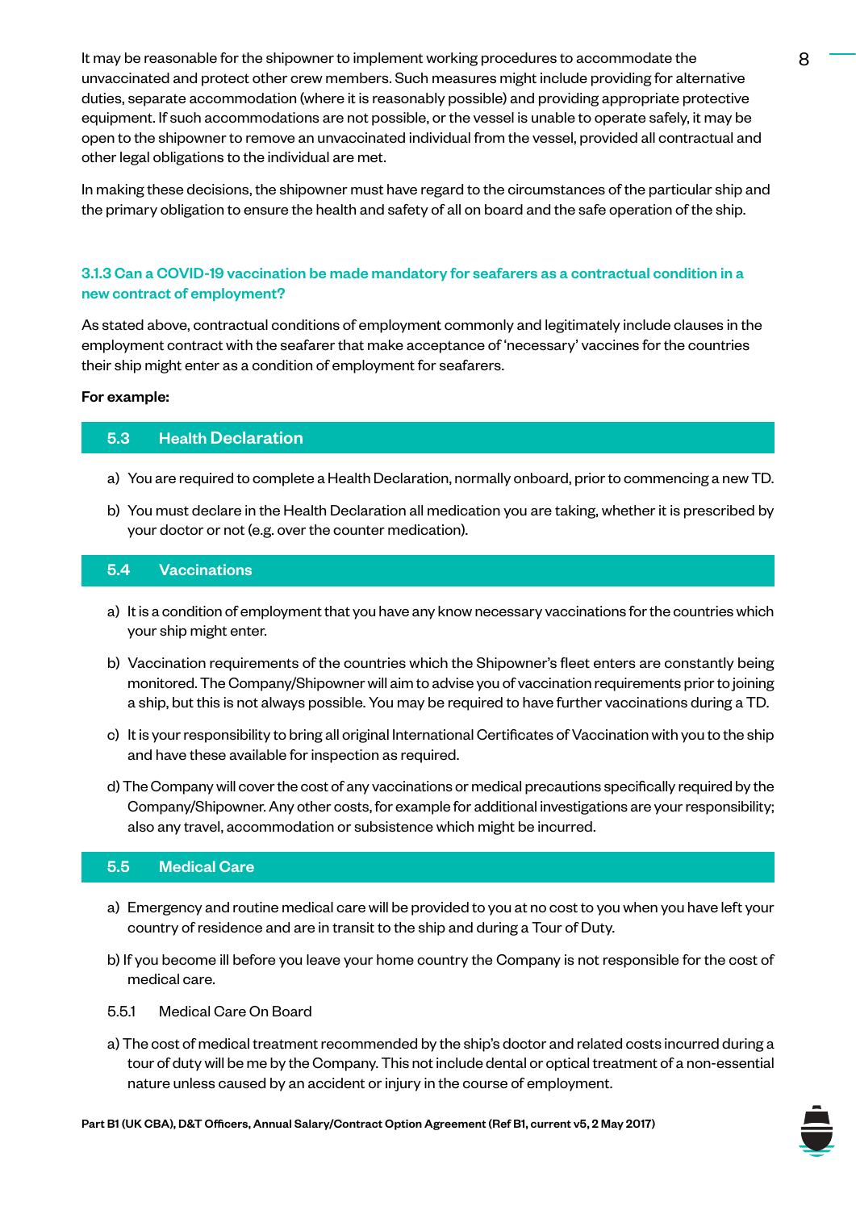It may be reasonable for the shipowner to implement working procedures to accommodate the unvaccinated and protect other crew members. Such measures might include providing for alternative duties, separate accommodation (where it is reasonably possible) and providing appropriate protective equipment. If such accommodations are not possible, or the vessel is unable to operate safely, it may be open to the shipowner to remove an unvaccinated individual from the vessel, provided all contractual and other legal obligations to the individual are met.

In making these decisions, the shipowner must have regard to the circumstances of the particular ship and the primary obligation to ensure the health and safety of all on board and the safe operation of the ship.

### 3.1.3 Can a COVID-19 vaccination be made mandatory for seafarers as a contractual condition in a new contract of employment?

As stated above, contractual conditions of employment commonly and legitimately include clauses in the employment contract with the seafarer that make acceptance of 'necessary' vaccines for the countries their ship might enter as a condition of employment for seafarers.

**For example:**

#### 5.3 Health Declaration

a) You are required to complete a Health Declaration, normally onboard, prior to commencing a new TD.

b) You must declare in the Health Declaration all medication you are taking, whether it is prescribed by your doctor or not (e.g. over the counter medication).

#### 5.4 Vaccinations

a) It is a condition of employment that you have any know necessary vaccinations for the countries which your ship might enter.

b) Vaccination requirements of the countries which the Shipowner's fleet enters are constantly being monitored. The Company/Shipowner will aim to advise you of vaccination requirements prior to joining a ship, but this is not always possible. You may be required to have further vaccinations during a TD.

c) It is your responsibility to bring all original International Certificates of Vaccination with you to the ship and have these available for inspection as required.

d) The Company will cover the cost of any vaccinations or medical precautions specifically required by the Company/Shipowner. Any other costs, for example for additional investigations are your responsibility; also any travel, accommodation or subsistence which might be incurred.

#### 5.5 Medical Care

a) Emergency and routine medical care will be provided to you at no cost to you when you have left your country of residence and are in transit to the ship and during a Tour of Duty.

b) If you become ill before you leave your home country the Company is not responsible for the cost of medical care.

5.5.1 Medical Care On Board

a) The cost of medical treatment recommended by the ship's doctor and related costs incurred during a tour of duty will be me by the Company. This not include dental or optical treatment of a non-essential nature unless caused by an accident or injury in the course of employment.

Part B1 (UK CBA), D&T Officers, Annual Salary/Contract Option Agreement (Ref B1, current v5, 2 May 2017)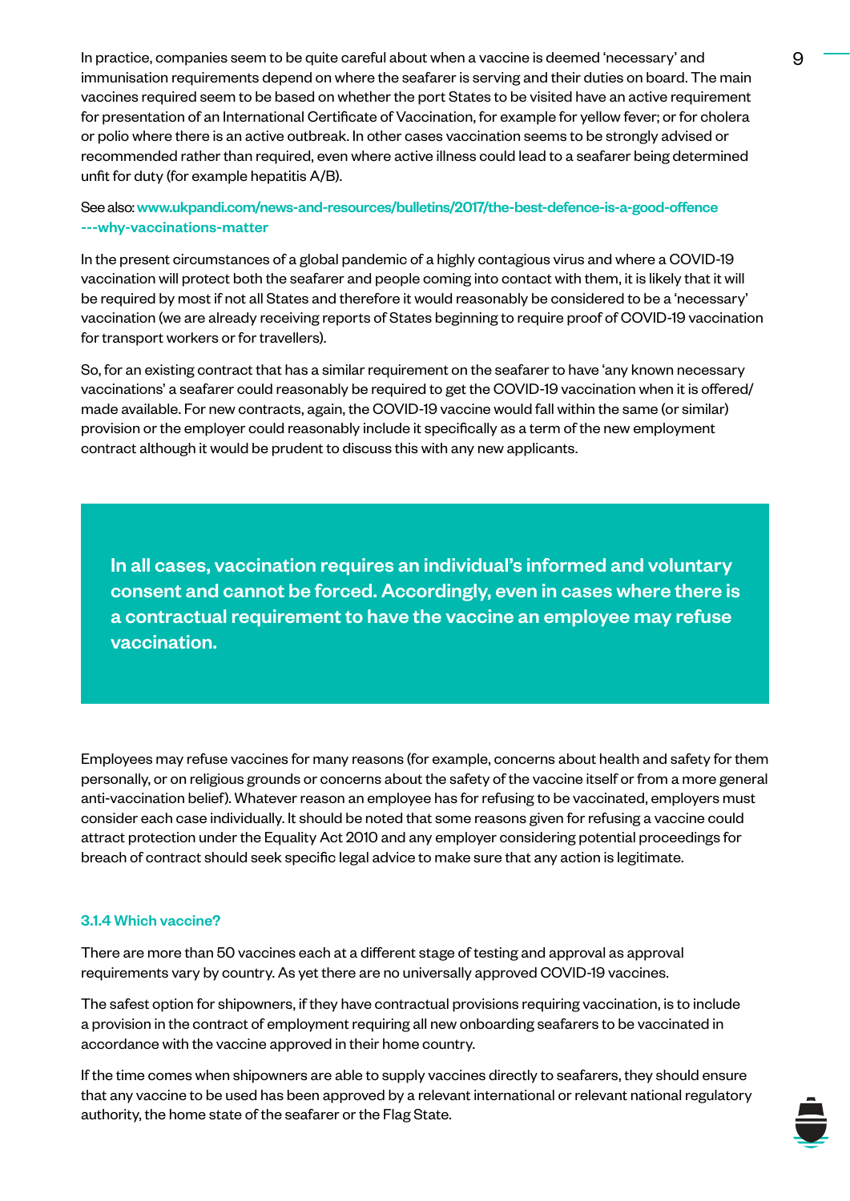In practice, companies seem to be quite careful about when a vaccine is deemed 'necessary' and immunisation requirements depend on where the seafarer is serving and their duties on board. The main vaccines required seem to be based on whether the port States to be visited have an active requirement for presentation of an International Certificate of Vaccination, for example for yellow fever; or for cholera or polio where there is an active outbreak. In other cases vaccination seems to be strongly advised or recommended rather than required, even where active illness could lead to a seafarer being determined unfit for duty (for example hepatitis A/B).

See also: www.ukpandi.com/news-and-resources/bulletins/2017/the-best-defence-is-a-good-offence---why-vaccinations-matter

In the present circumstances of a global pandemic of a highly contagious virus and where a COVID-19 vaccination will protect both the seafarer and people coming into contact with them, it is likely that it will be required by most if not all States and therefore it would reasonably be considered to be a 'necessary' vaccination (we are already receiving reports of States beginning to require proof of COVID-19 vaccination for transport workers or for travellers).

So, for an existing contract that has a similar requirement on the seafarer to have 'any known necessary vaccinations' a seafarer could reasonably be required to get the COVID-19 vaccination when it is offered/made available. For new contracts, again, the COVID-19 vaccine would fall within the same (or similar) provision or the employer could reasonably include it specifically as a term of the new employment contract although it would be prudent to discuss this with any new applicants.

**In all cases, vaccination requires an individual's informed and voluntary consent and cannot be forced. Accordingly, even in cases where there is a contractual requirement to have the vaccine an employee may refuse vaccination.**

Employees may refuse vaccines for many reasons (for example, concerns about health and safety for them personally, or on religious grounds or concerns about the safety of the vaccine itself or from a more general anti-vaccination belief). Whatever reason an employee has for refusing to be vaccinated, employers must consider each case individually. It should be noted that some reasons given for refusing a vaccine could attract protection under the Equality Act 2010 and any employer considering potential proceedings for breach of contract should seek specific legal advice to make sure that any action is legitimate.

### 3.1.4 Which vaccine?

There are more than 50 vaccines each at a different stage of testing and approval as approval requirements vary by country. As yet there are no universally approved COVID-19 vaccines.

The safest option for shipowners, if they have contractual provisions requiring vaccination, is to include a provision in the contract of employment requiring all new onboarding seafarers to be vaccinated in accordance with the vaccine approved in their home country.

If the time comes when shipowners are able to supply vaccines directly to seafarers, they should ensure that any vaccine to be used has been approved by a relevant international or relevant national regulatory authority, the home state of the seafarer or the Flag State.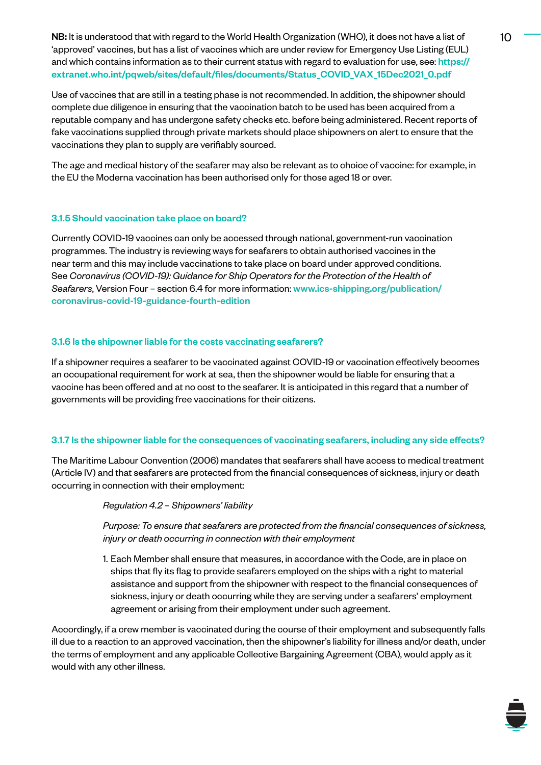**NB:** It is understood that with regard to the World Health Organization (WHO), it does not have a list of 'approved' vaccines, but has a list of vaccines which are under review for Emergency Use Listing (EUL) and which contains information as to their current status with regard to evaluation for use, see: **https://extranet.who.int/pqweb/sites/default/files/documents/Status_COVID_VAX_15Dec2021_0.pdf**

Use of vaccines that are still in a testing phase is not recommended. In addition, the shipowner should complete due diligence in ensuring that the vaccination batch to be used has been acquired from a reputable company and has undergone safety checks etc. before being administered. Recent reports of fake vaccinations supplied through private markets should place shipowners on alert to ensure that the vaccinations they plan to supply are verifiably sourced.

The age and medical history of the seafarer may also be relevant as to choice of vaccine: for example, in the EU the Moderna vaccination has been authorised only for those aged 18 or over.

### 3.1.5 Should vaccination take place on board?

Currently COVID-19 vaccines can only be accessed through national, government-run vaccination programmes. The industry is reviewing ways for seafarers to obtain authorised vaccines in the near term and this may include vaccinations to take place on board under approved conditions. See *Coronavirus (COVID-19): Guidance for Ship Operators for the Protection of the Health of Seafarers*, Version Four – section 6.4 for more information: **www.ics-shipping.org/publication/coronavirus-covid-19-guidance-fourth-edition**

### 3.1.6 Is the shipowner liable for the costs vaccinating seafarers?

If a shipowner requires a seafarer to be vaccinated against COVID-19 or vaccination effectively becomes an occupational requirement for work at sea, then the shipowner would be liable for ensuring that a vaccine has been offered and at no cost to the seafarer. It is anticipated in this regard that a number of governments will be providing free vaccinations for their citizens.

### 3.1.7 Is the shipowner liable for the consequences of vaccinating seafarers, including any side effects?

The Maritime Labour Convention (2006) mandates that seafarers shall have access to medical treatment (Article IV) and that seafarers are protected from the financial consequences of sickness, injury or death occurring in connection with their employment:

> *Regulation 4.2 – Shipowners' liability*
>
> *Purpose: To ensure that seafarers are protected from the financial consequences of sickness, injury or death occurring in connection with their employment*
>
> 1. Each Member shall ensure that measures, in accordance with the Code, are in place on ships that fly its flag to provide seafarers employed on the ships with a right to material assistance and support from the shipowner with respect to the financial consequences of sickness, injury or death occurring while they are serving under a seafarers' employment agreement or arising from their employment under such agreement.

Accordingly, if a crew member is vaccinated during the course of their employment and subsequently falls ill due to a reaction to an approved vaccination, then the shipowner's liability for illness and/or death, under the terms of employment and any applicable Collective Bargaining Agreement (CBA), would apply as it would with any other illness.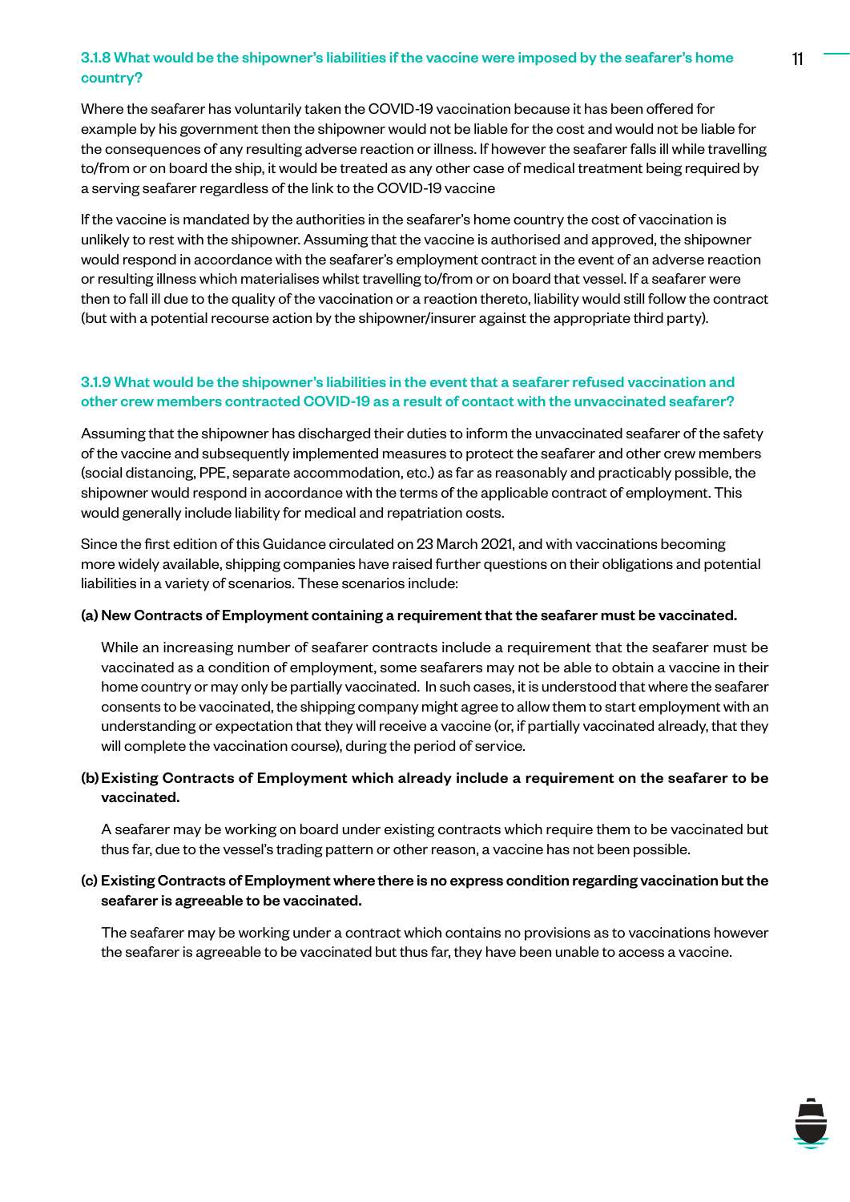### 3.1.8 What would be the shipowner's liabilities if the vaccine were imposed by the seafarer's home country?

Where the seafarer has voluntarily taken the COVID-19 vaccination because it has been offered for example by his government then the shipowner would not be liable for the cost and would not be liable for the consequences of any resulting adverse reaction or illness. If however the seafarer falls ill while travelling to/from or on board the ship, it would be treated as any other case of medical treatment being required by a serving seafarer regardless of the link to the COVID-19 vaccine

If the vaccine is mandated by the authorities in the seafarer's home country the cost of vaccination is unlikely to rest with the shipowner. Assuming that the vaccine is authorised and approved, the shipowner would respond in accordance with the seafarer's employment contract in the event of an adverse reaction or resulting illness which materialises whilst travelling to/from or on board that vessel. If a seafarer were then to fall ill due to the quality of the vaccination or a reaction thereto, liability would still follow the contract (but with a potential recourse action by the shipowner/insurer against the appropriate third party).

### 3.1.9 What would be the shipowner's liabilities in the event that a seafarer refused vaccination and other crew members contracted COVID-19 as a result of contact with the unvaccinated seafarer?

Assuming that the shipowner has discharged their duties to inform the unvaccinated seafarer of the safety of the vaccine and subsequently implemented measures to protect the seafarer and other crew members (social distancing, PPE, separate accommodation, etc.) as far as reasonably and practicably possible, the shipowner would respond in accordance with the terms of the applicable contract of employment. This would generally include liability for medical and repatriation costs.

Since the first edition of this Guidance circulated on 23 March 2021, and with vaccinations becoming more widely available, shipping companies have raised further questions on their obligations and potential liabilities in a variety of scenarios. These scenarios include:

**(a) New Contracts of Employment containing a requirement that the seafarer must be vaccinated.**

While an increasing number of seafarer contracts include a requirement that the seafarer must be vaccinated as a condition of employment, some seafarers may not be able to obtain a vaccine in their home country or may only be partially vaccinated. In such cases, it is understood that where the seafarer consents to be vaccinated, the shipping company might agree to allow them to start employment with an understanding or expectation that they will receive a vaccine (or, if partially vaccinated already, that they will complete the vaccination course), during the period of service.

**(b) Existing Contracts of Employment which already include a requirement on the seafarer to be vaccinated.**

A seafarer may be working on board under existing contracts which require them to be vaccinated but thus far, due to the vessel's trading pattern or other reason, a vaccine has not been possible.

**(c) Existing Contracts of Employment where there is no express condition regarding vaccination but the seafarer is agreeable to be vaccinated.**

The seafarer may be working under a contract which contains no provisions as to vaccinations however the seafarer is agreeable to be vaccinated but thus far, they have been unable to access a vaccine.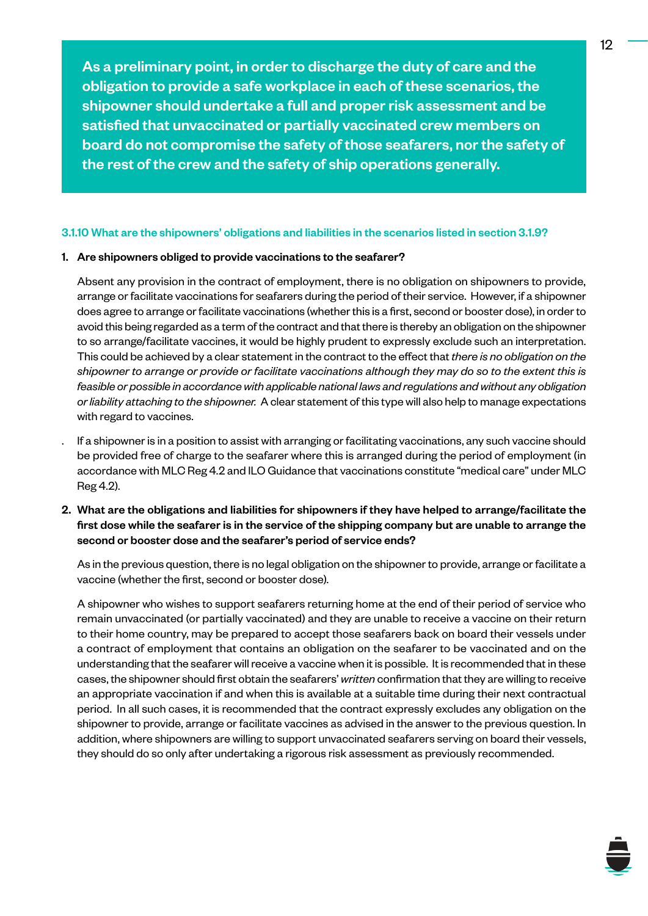**As a preliminary point, in order to discharge the duty of care and the obligation to provide a safe workplace in each of these scenarios, the shipowner should undertake a full and proper risk assessment and be satisfied that unvaccinated or partially vaccinated crew members on board do not compromise the safety of those seafarers, nor the safety of the rest of the crew and the safety of ship operations generally.**

### 3.1.10 What are the shipowners' obligations and liabilities in the scenarios listed in section 3.1.9?

1. **Are shipowners obliged to provide vaccinations to the seafarer?**

   Absent any provision in the contract of employment, there is no obligation on shipowners to provide, arrange or facilitate vaccinations for seafarers during the period of their service. However, if a shipowner does agree to arrange or facilitate vaccinations (whether this is a first, second or booster dose), in order to avoid this being regarded as a term of the contract and that there is thereby an obligation on the shipowner to so arrange/facilitate vaccines, it would be highly prudent to expressly exclude such an interpretation. This could be achieved by a clear statement in the contract to the effect that *there is no obligation on the shipowner to arrange or provide or facilitate vaccinations although they may do so to the extent this is feasible or possible in accordance with applicable national laws and regulations and without any obligation or liability attaching to the shipowner.* A clear statement of this type will also help to manage expectations with regard to vaccines.

   . If a shipowner is in a position to assist with arranging or facilitating vaccinations, any such vaccine should be provided free of charge to the seafarer where this is arranged during the period of employment (in accordance with MLC Reg 4.2 and ILO Guidance that vaccinations constitute "medical care" under MLC Reg 4.2).

2. **What are the obligations and liabilities for shipowners if they have helped to arrange/facilitate the first dose while the seafarer is in the service of the shipping company but are unable to arrange the second or booster dose and the seafarer's period of service ends?**

   As in the previous question, there is no legal obligation on the shipowner to provide, arrange or facilitate a vaccine (whether the first, second or booster dose).

   A shipowner who wishes to support seafarers returning home at the end of their period of service who remain unvaccinated (or partially vaccinated) and they are unable to receive a vaccine on their return to their home country, may be prepared to accept those seafarers back on board their vessels under a contract of employment that contains an obligation on the seafarer to be vaccinated and on the understanding that the seafarer will receive a vaccine when it is possible. It is recommended that in these cases, the shipowner should first obtain the seafarers' *written* confirmation that they are willing to receive an appropriate vaccination if and when this is available at a suitable time during their next contractual period. In all such cases, it is recommended that the contract expressly excludes any obligation on the shipowner to provide, arrange or facilitate vaccines as advised in the answer to the previous question. In addition, where shipowners are willing to support unvaccinated seafarers serving on board their vessels, they should do so only after undertaking a rigorous risk assessment as previously recommended.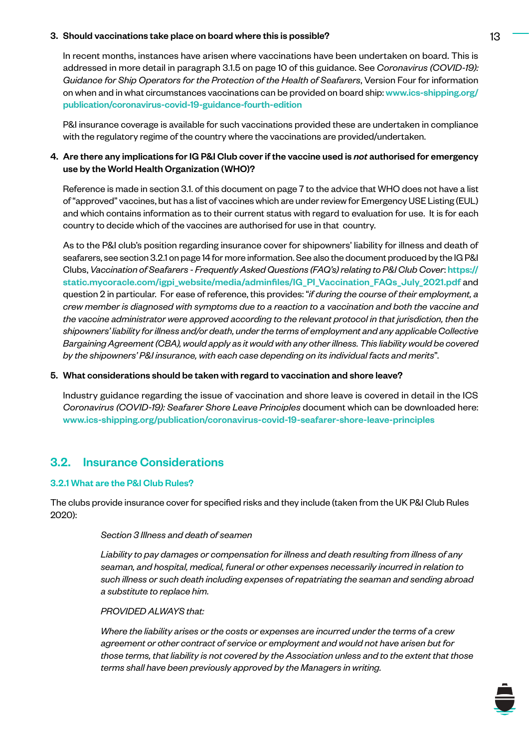3. **Should vaccinations take place on board where this is possible?**

   In recent months, instances have arisen where vaccinations have been undertaken on board. This is addressed in more detail in paragraph 3.1.5 on page 10 of this guidance. See *Coronavirus (COVID-19): Guidance for Ship Operators for the Protection of the Health of Seafarers*, Version Four for information on when and in what circumstances vaccinations can be provided on board ship: www.ics-shipping.org/publication/coronavirus-covid-19-guidance-fourth-edition

   P&I insurance coverage is available for such vaccinations provided these are undertaken in compliance with the regulatory regime of the country where the vaccinations are provided/undertaken.

4. **Are there any implications for IG P&I Club cover if the vaccine used is *not* authorised for emergency use by the World Health Organization (WHO)?**

   Reference is made in section 3.1. of this document on page 7 to the advice that WHO does not have a list of "approved" vaccines, but has a list of vaccines which are under review for Emergency USE Listing (EUL) and which contains information as to their current status with regard to evaluation for use. It is for each country to decide which of the vaccines are authorised for use in that country.

   As to the P&I club's position regarding insurance cover for shipowners' liability for illness and death of seafarers, see section 3.2.1 on page 14 for more information. See also the document produced by the IG P&I Clubs, *Vaccination of Seafarers - Frequently Asked Questions (FAQ's) relating to P&I Club Cover*: https://static.mycoracle.com/igpi_website/media/adminfiles/IG_PI_Vaccination_FAQs_July_2021.pdf and question 2 in particular. For ease of reference, this provides: "*if during the course of their employment, a crew member is diagnosed with symptoms due to a reaction to a vaccination and both the vaccine and the vaccine administrator were approved according to the relevant protocol in that jurisdiction, then the shipowners' liability for illness and/or death, under the terms of employment and any applicable Collective Bargaining Agreement (CBA), would apply as it would with any other illness. This liability would be covered by the shipowners' P&I insurance, with each case depending on its individual facts and merits*".

5. **What considerations should be taken with regard to vaccination and shore leave?**

   Industry guidance regarding the issue of vaccination and shore leave is covered in detail in the ICS *Coronavirus (COVID-19): Seafarer Shore Leave Principles* document which can be downloaded here: www.ics-shipping.org/publication/coronavirus-covid-19-seafarer-shore-leave-principles

## 3.2. Insurance Considerations

### 3.2.1 What are the P&I Club Rules?

The clubs provide insurance cover for specified risks and they include (taken from the UK P&I Club Rules 2020):

> *Section 3 Illness and death of seamen*
>
> *Liability to pay damages or compensation for illness and death resulting from illness of any seaman, and hospital, medical, funeral or other expenses necessarily incurred in relation to such illness or such death including expenses of repatriating the seaman and sending abroad a substitute to replace him.*
>
> *PROVIDED ALWAYS that:*
>
> *Where the liability arises or the costs or expenses are incurred under the terms of a crew agreement or other contract of service or employment and would not have arisen but for those terms, that liability is not covered by the Association unless and to the extent that those terms shall have been previously approved by the Managers in writing.*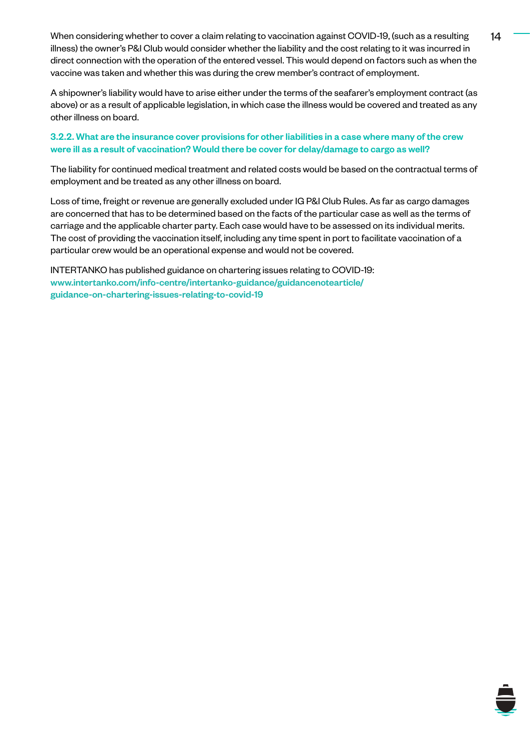When considering whether to cover a claim relating to vaccination against COVID-19, (such as a resulting illness) the owner's P&I Club would consider whether the liability and the cost relating to it was incurred in direct connection with the operation of the entered vessel. This would depend on factors such as when the vaccine was taken and whether this was during the crew member's contract of employment.

A shipowner's liability would have to arise either under the terms of the seafarer's employment contract (as above) or as a result of applicable legislation, in which case the illness would be covered and treated as any other illness on board.

### 3.2.2. What are the insurance cover provisions for other liabilities in a case where many of the crew were ill as a result of vaccination? Would there be cover for delay/damage to cargo as well?

The liability for continued medical treatment and related costs would be based on the contractual terms of employment and be treated as any other illness on board.

Loss of time, freight or revenue are generally excluded under IG P&I Club Rules. As far as cargo damages are concerned that has to be determined based on the facts of the particular case as well as the terms of carriage and the applicable charter party. Each case would have to be assessed on its individual merits. The cost of providing the vaccination itself, including any time spent in port to facilitate vaccination of a particular crew would be an operational expense and would not be covered.

INTERTANKO has published guidance on chartering issues relating to COVID-19:
www.intertanko.com/info-centre/intertanko-guidance/guidancenotearticle/guidance-on-chartering-issues-relating-to-covid-19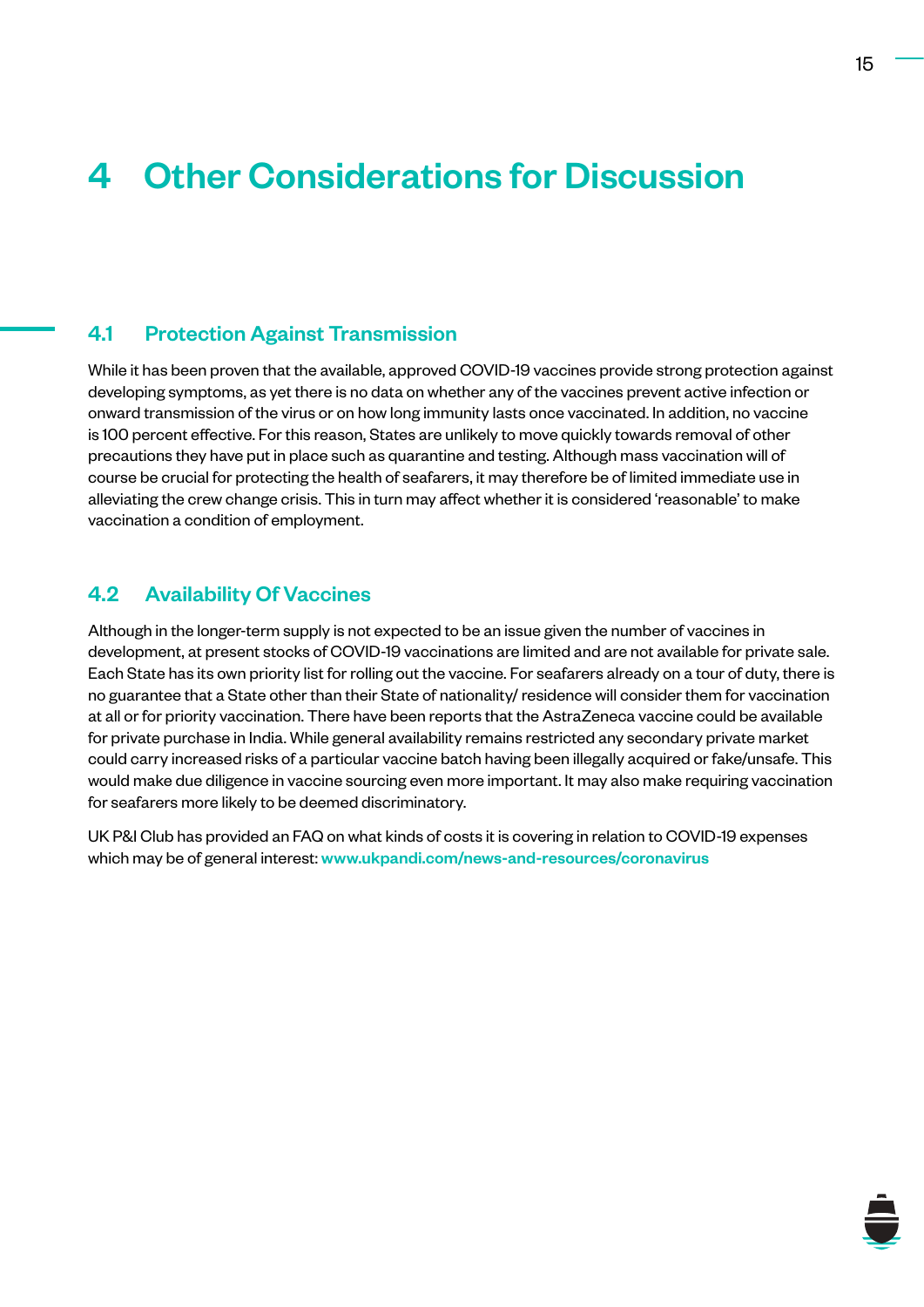# 4 Other Considerations for Discussion

## 4.1 Protection Against Transmission

While it has been proven that the available, approved COVID-19 vaccines provide strong protection against developing symptoms, as yet there is no data on whether any of the vaccines prevent active infection or onward transmission of the virus or on how long immunity lasts once vaccinated. In addition, no vaccine is 100 percent effective. For this reason, States are unlikely to move quickly towards removal of other precautions they have put in place such as quarantine and testing. Although mass vaccination will of course be crucial for protecting the health of seafarers, it may therefore be of limited immediate use in alleviating the crew change crisis. This in turn may affect whether it is considered 'reasonable' to make vaccination a condition of employment.

## 4.2 Availability Of Vaccines

Although in the longer-term supply is not expected to be an issue given the number of vaccines in development, at present stocks of COVID-19 vaccinations are limited and are not available for private sale. Each State has its own priority list for rolling out the vaccine. For seafarers already on a tour of duty, there is no guarantee that a State other than their State of nationality/ residence will consider them for vaccination at all or for priority vaccination. There have been reports that the AstraZeneca vaccine could be available for private purchase in India. While general availability remains restricted any secondary private market could carry increased risks of a particular vaccine batch having been illegally acquired or fake/unsafe. This would make due diligence in vaccine sourcing even more important. It may also make requiring vaccination for seafarers more likely to be deemed discriminatory.

UK P&I Club has provided an FAQ on what kinds of costs it is covering in relation to COVID-19 expenses which may be of general interest: **www.ukpandi.com/news-and-resources/coronavirus**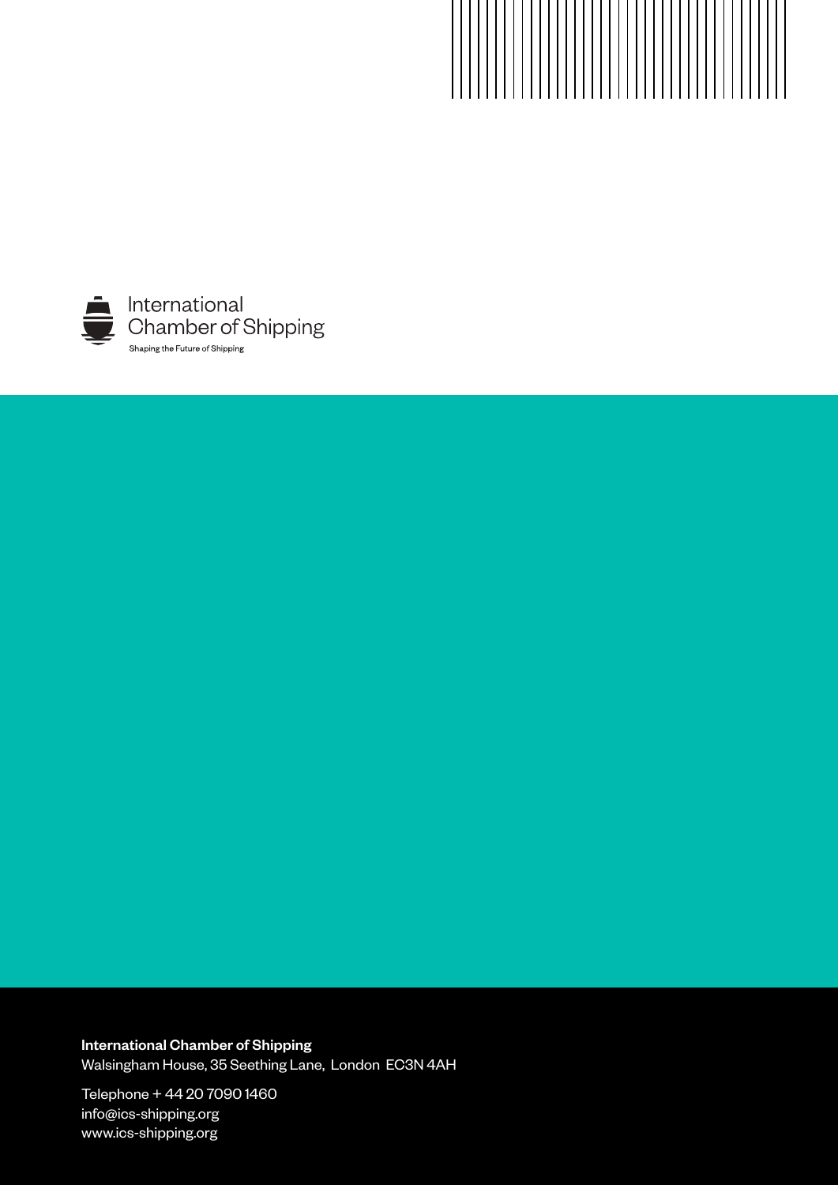International
Chamber of Shipping
Shaping the Future of Shipping

**International Chamber of Shipping**
Walsingham House, 35 Seething Lane, London EC3N 4AH

Telephone + 44 20 7090 1460
info@ics-shipping.org
www.ics-shipping.org